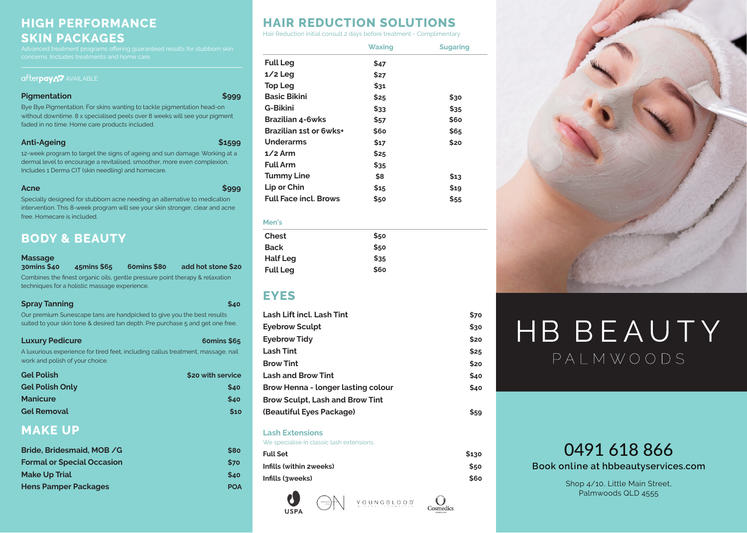## HIGH PERFORMANCE SKIN PACKAGES

Advanced treatment programs offering guaranteed results for stubborn skin concerns. Includes treatments and home care.

afterpay AVAILABLE

**Pigmentation** $999

Bye Bye Pigmentation. For skins wanting to tackle pigmentation head-on without downtime. 8 x specialised peels over 8 weeks will see your pigment faded in no time. Home care products included.

**Anti-Ageing** $1599

12-week program to target the signs of ageing and sun damage. Working at a dermal level to encourage a revitalised, smoother, more even complexion. Includes 1 Derma CIT (skin needling) and homecare.

**Acne** $999

Specially designed for stubborn acne needing an alternative to medication intervention. This 8-week program will see your skin stronger, clear and acne free. Homecare is included.

## BODY & BEAUTY

**Massage**
30mins $40 | 45mins $65 | 60mins $80 | add hot stone $20

Combines the finest organic oils, gentle pressure point therapy & relaxation techniques for a holistic massage experience.

**Spray Tanning** $40

Our premium Sunescape tans are handpicked to give you the best results suited to your skin tone & desired tan depth. Pre purchase 5 and get one free.

**Luxury Pedicure** 60mins $65

A luxurious experience for tired feet, including callus treatment, massage, nail work and polish of your choice.

| Service | Price |
|---|---|
| Gel Polish | $20 with service |
| Gel Polish Only | $40 |
| Manicure | $40 |
| Gel Removal | $10 |

## MAKE UP

| Service | Price |
|---|---|
| Bride, Bridesmaid, MOB /G | $80 |
| Formal or Special Occasion | $70 |
| Make Up Trial | $40 |
| Hens Pamper Packages | POA |

## HAIR REDUCTION SOLUTIONS

Hair Reduction initial consult 2 days before treatment - Complimentary

| | Waxing | Sugaring |
|---|---|---|
| Full Leg | $47 | |
| 1/2 Leg | $27 | |
| Top Leg | $31 | |
| Basic Bikini | $25 | $30 |
| G-Bikini | $33 | $35 |
| Brazilian 4-6wks | $57 | $60 |
| Brazilian 1st or 6wks+ | $60 | $65 |
| Underarms | $17 | $20 |
| 1/2 Arm | $25 | |
| Full Arm | $35 | |
| Tummy Line | $8 | $13 |
| Lip or Chin | $15 | $19 |
| Full Face incl. Brows | $50 | $55 |

### Men's

| Service | Price |
|---|---|
| Chest | $50 |
| Back | $50 |
| Half Leg | $35 |
| Full Leg | $60 |

## EYES

| Service | Price |
|---|---|
| Lash Lift incl. Lash Tint | $70 |
| Eyebrow Sculpt | $30 |
| Eyebrow Tidy | $20 |
| Lash Tint | $25 |
| Brow Tint | $20 |
| Lash and Brow Tint | $40 |
| Brow Henna - longer lasting colour | $40 |
| Brow Sculpt, Lash and Brow Tint (Beautiful Eyes Package) | $59 |

### Lash Extensions

We specialise in classic lash extensions.

| Service | Price |
|---|---|
| Full Set | $130 |
| Infills (within 2weeks) | $50 |
| Infills (3weeks) | $60 |

USPA | YOUNGBLOOD | Cosmedics

# HB BEAUTY

PALMWOODS

0491 618 866

Book online at hbbeautyservices.com

Shop 4/10, Little Main Street,
Palmwoods QLD 4555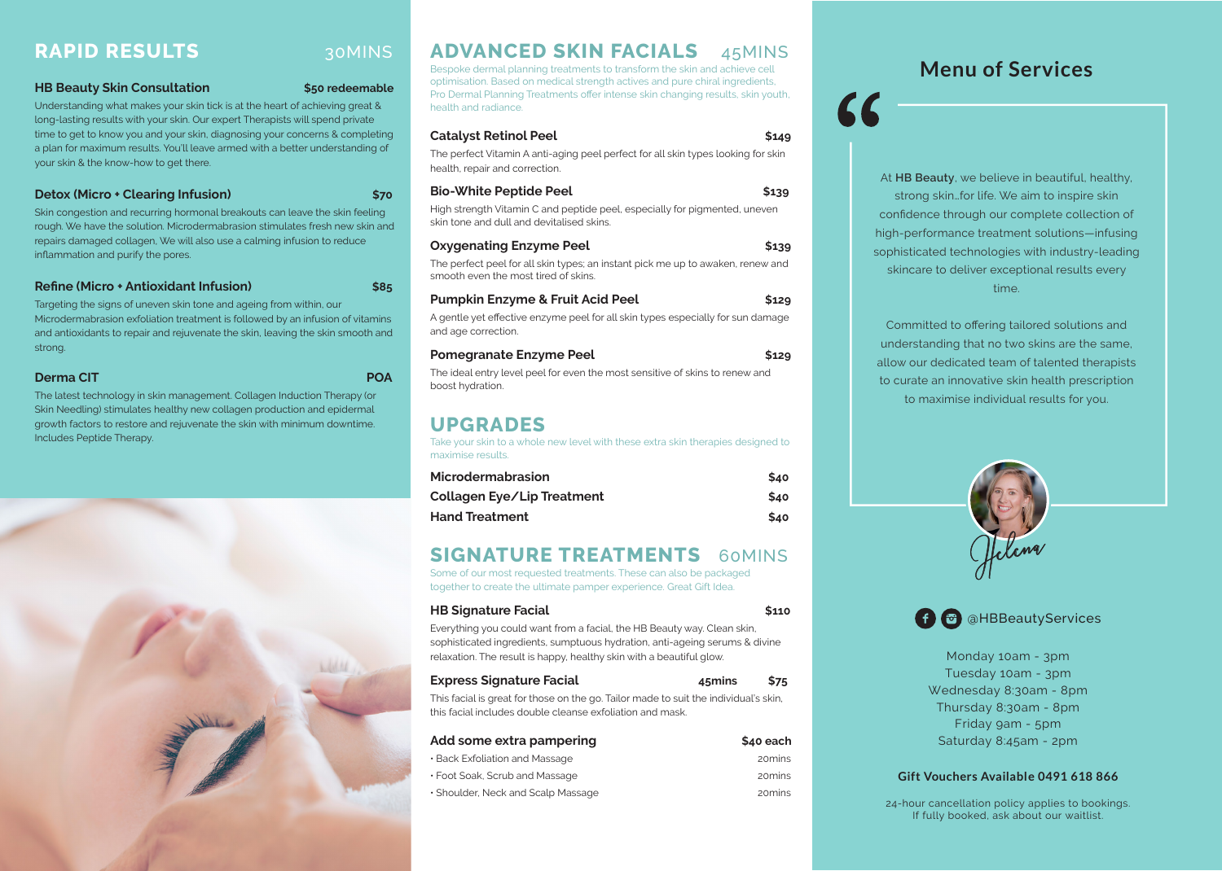## RAPID RESULTS 30MINS

### HB Beauty Skin Consultation — $50 redeemable

Understanding what makes your skin tick is at the heart of achieving great & long-lasting results with your skin. Our expert Therapists will spend private time to get to know you and your skin, diagnosing your concerns & completing a plan for maximum results. You'll leave armed with a better understanding of your skin & the know-how to get there.

### Detox (Micro + Clearing Infusion) — $70

Skin congestion and recurring hormonal breakouts can leave the skin feeling rough. We have the solution. Microdermabrasion stimulates fresh new skin and repairs damaged collagen, We will also use a calming infusion to reduce inflammation and purify the pores.

### Refine (Micro + Antioxidant Infusion) — $85

Targeting the signs of uneven skin tone and ageing from within, our Microdermabrasion exfoliation treatment is followed by an infusion of vitamins and antioxidants to repair and rejuvenate the skin, leaving the skin smooth and strong.

### Derma CIT — POA

The latest technology in skin management. Collagen Induction Therapy (or Skin Needling) stimulates healthy new collagen production and epidermal growth factors to restore and rejuvenate the skin with minimum downtime. Includes Peptide Therapy.

## ADVANCED SKIN FACIALS 45MINS

Bespoke dermal planning treatments to transform the skin and achieve cell optimisation. Based on medical strength actives and pure chiral ingredients, Pro Dermal Planning Treatments offer intense skin changing results, skin youth, health and radiance.

### Catalyst Retinol Peel — $149

The perfect Vitamin A anti-aging peel perfect for all skin types looking for skin health, repair and correction.

### Bio-White Peptide Peel — $139

High strength Vitamin C and peptide peel, especially for pigmented, uneven skin tone and dull and devitalised skins.

### Oxygenating Enzyme Peel — $139

The perfect peel for all skin types; an instant pick me up to awaken, renew and smooth even the most tired of skins.

### Pumpkin Enzyme & Fruit Acid Peel — $129

A gentle yet effective enzyme peel for all skin types especially for sun damage and age correction.

### Pomegranate Enzyme Peel — $129

The ideal entry level peel for even the most sensitive of skins to renew and boost hydration.

## UPGRADES

Take your skin to a whole new level with these extra skin therapies designed to maximise results.

| | |
|---|---|
| **Microdermabrasion** | $40 |
| **Collagen Eye/Lip Treatment** | $40 |
| **Hand Treatment** | $40 |

## SIGNATURE TREATMENTS 60MINS

Some of our most requested treatments. These can also be packaged together to create the ultimate pamper experience. Great Gift Idea.

### HB Signature Facial — $110

Everything you could want from a facial, the HB Beauty way. Clean skin, sophisticated ingredients, sumptuous hydration, anti-ageing serums & divine relaxation. The result is happy, healthy skin with a beautiful glow.

### Express Signature Facial — 45mins — $75

This facial is great for those on the go. Tailor made to suit the individual's skin, this facial includes double cleanse exfoliation and mask.

### Add some extra pampering — $40 each

| | |
|---|---|
| • Back Exfoliation and Massage | 20mins |
| • Foot Soak, Scrub and Massage | 20mins |
| • Shoulder, Neck and Scalp Massage | 20mins |

## Menu of Services

At **HB Beauty**, we believe in beautiful, healthy, strong skin…for life. We aim to inspire skin confidence through our complete collection of high-performance treatment solutions—infusing sophisticated technologies with industry-leading skincare to deliver exceptional results every time.

Committed to offering tailored solutions and understanding that no two skins are the same, allow our dedicated team of talented therapists to curate an innovative skin health prescription to maximise individual results for you.

Helena

@HBBeautyServices

Monday 10am - 3pm
Tuesday 10am - 3pm
Wednesday 8:30am - 8pm
Thursday 8:30am - 8pm
Friday 9am - 5pm
Saturday 8:45am - 2pm

**Gift Vouchers Available 0491 618 866**

24-hour cancellation policy applies to bookings.
If fully booked, ask about our waitlist.